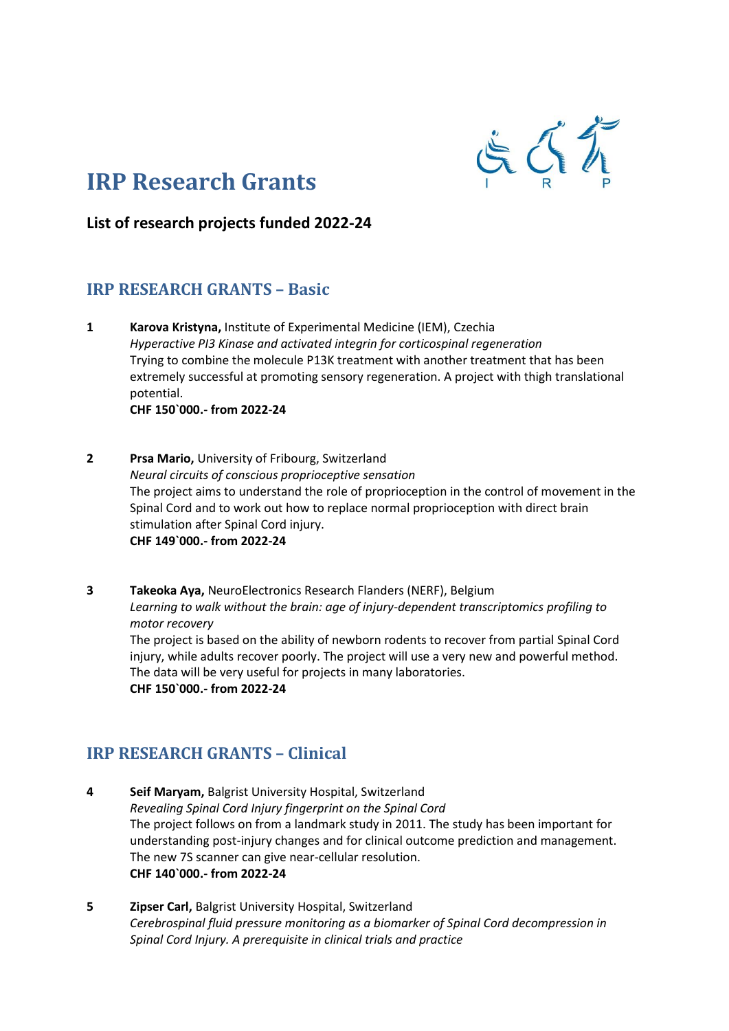# IRP Research Grants

## List of research projects funded 2022-24

## IRP RESEARCH GRANTS – Basic

**1** **Karova Kristyna,** Institute of Experimental Medicine (IEM), Czechia
*Hyperactive PI3 Kinase and activated integrin for corticospinal regeneration*
Trying to combine the molecule P13K treatment with another treatment that has been extremely successful at promoting sensory regeneration. A project with thigh translational potential.
**CHF 150`000.- from 2022-24**

**2** **Prsa Mario,** University of Fribourg, Switzerland
*Neural circuits of conscious proprioceptive sensation*
The project aims to understand the role of proprioception in the control of movement in the Spinal Cord and to work out how to replace normal proprioception with direct brain stimulation after Spinal Cord injury.
**CHF 149`000.- from 2022-24**

**3** **Takeoka Aya,** NeuroElectronics Research Flanders (NERF), Belgium
*Learning to walk without the brain: age of injury-dependent transcriptomics profiling to motor recovery*
The project is based on the ability of newborn rodents to recover from partial Spinal Cord injury, while adults recover poorly. The project will use a very new and powerful method. The data will be very useful for projects in many laboratories.
**CHF 150`000.- from 2022-24**

## IRP RESEARCH GRANTS – Clinical

**4** **Seif Maryam,** Balgrist University Hospital, Switzerland
*Revealing Spinal Cord Injury fingerprint on the Spinal Cord*
The project follows on from a landmark study in 2011. The study has been important for understanding post-injury changes and for clinical outcome prediction and management. The new 7S scanner can give near-cellular resolution.
**CHF 140`000.- from 2022-24**

**5** **Zipser Carl,** Balgrist University Hospital, Switzerland
*Cerebrospinal fluid pressure monitoring as a biomarker of Spinal Cord decompression in Spinal Cord Injury. A prerequisite in clinical trials and practice*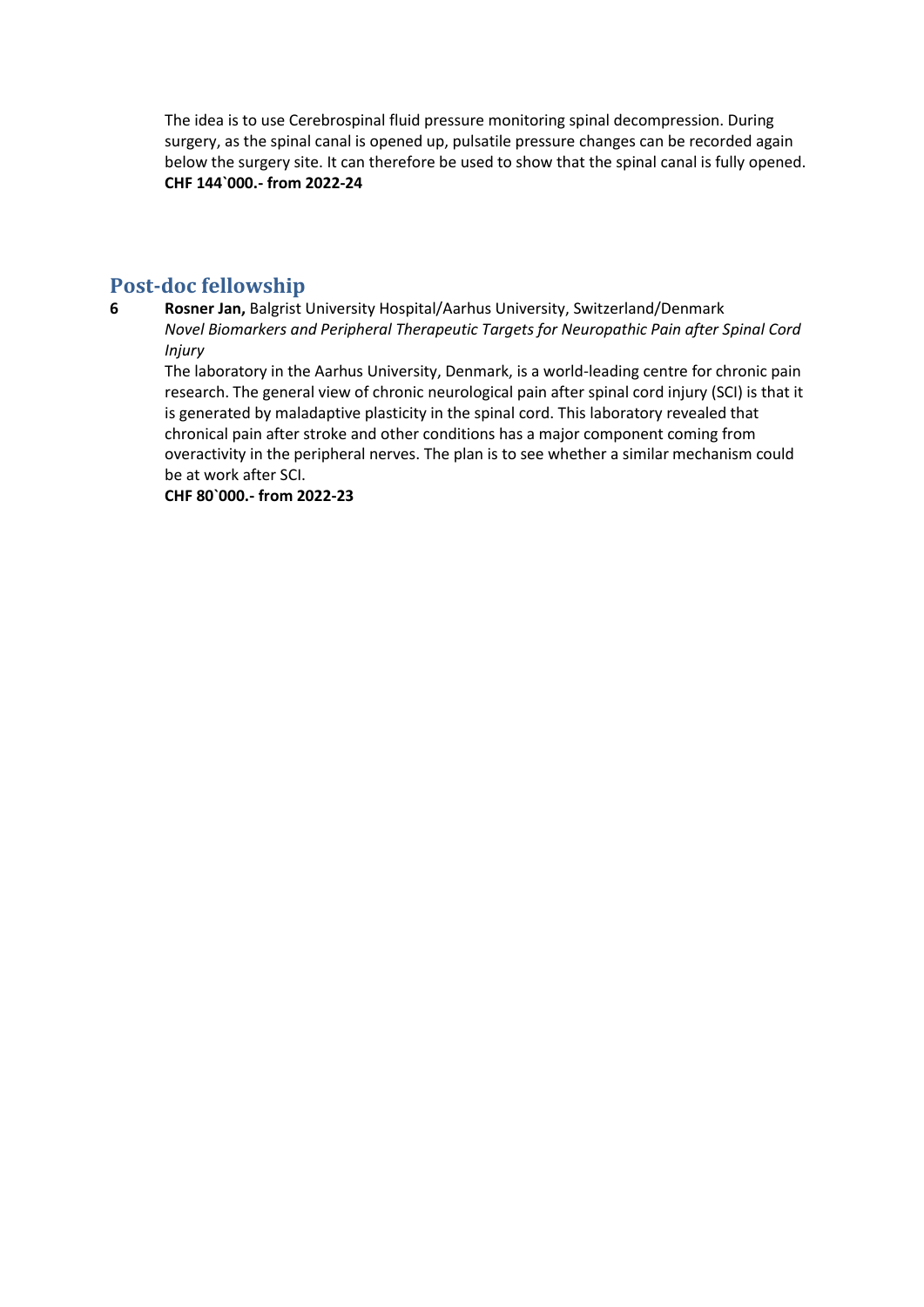The idea is to use Cerebrospinal fluid pressure monitoring spinal decompression. During surgery, as the spinal canal is opened up, pulsatile pressure changes can be recorded again below the surgery site. It can therefore be used to show that the spinal canal is fully opened.
**CHF 144`000.- from 2022-24**

## Post-doc fellowship

**6** **Rosner Jan,** Balgrist University Hospital/Aarhus University, Switzerland/Denmark
*Novel Biomarkers and Peripheral Therapeutic Targets for Neuropathic Pain after Spinal Cord Injury*
The laboratory in the Aarhus University, Denmark, is a world-leading centre for chronic pain research. The general view of chronic neurological pain after spinal cord injury (SCI) is that it is generated by maladaptive plasticity in the spinal cord. This laboratory revealed that chronical pain after stroke and other conditions has a major component coming from overactivity in the peripheral nerves. The plan is to see whether a similar mechanism could be at work after SCI.
**CHF 80`000.- from 2022-23**